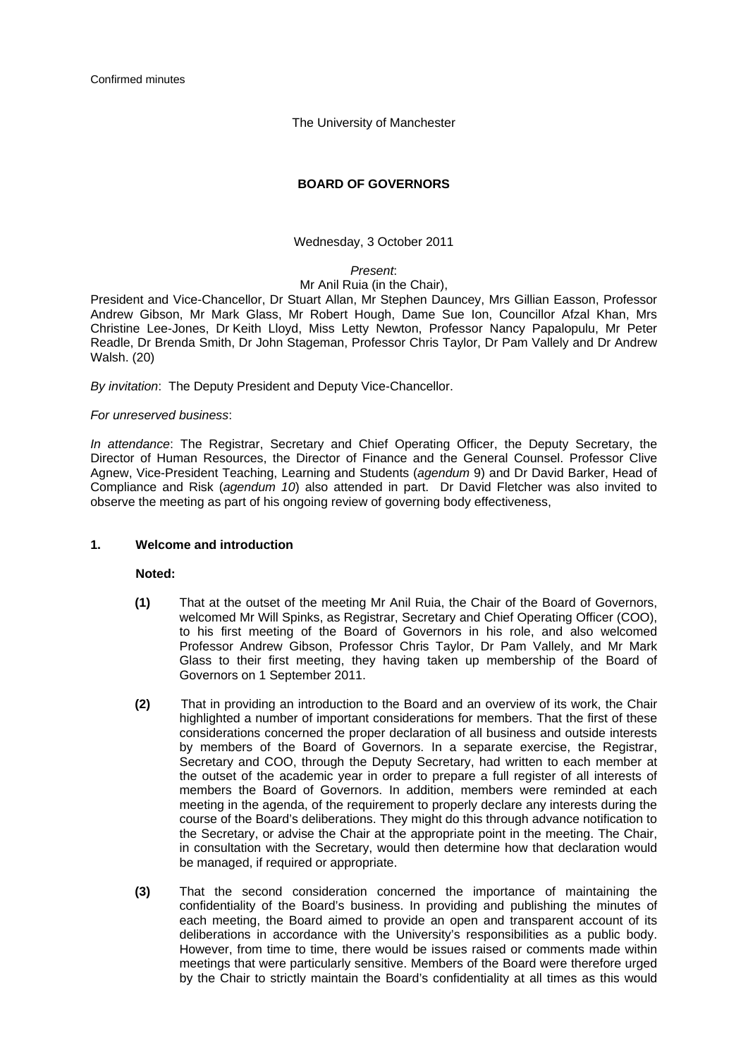Confirmed minutes

The University of Manchester

**BOARD OF GOVERNORS**

Wednesday, 3 October 2011

*Present*:
Mr Anil Ruia (in the Chair),

President and Vice-Chancellor, Dr Stuart Allan, Mr Stephen Dauncey, Mrs Gillian Easson, Professor Andrew Gibson, Mr Mark Glass, Mr Robert Hough, Dame Sue Ion, Councillor Afzal Khan, Mrs Christine Lee-Jones, Dr Keith Lloyd, Miss Letty Newton, Professor Nancy Papalopulu, Mr Peter Readle, Dr Brenda Smith, Dr John Stageman, Professor Chris Taylor, Dr Pam Vallely and Dr Andrew Walsh. (20)

*By invitation*: The Deputy President and Deputy Vice-Chancellor.

*For unreserved business*:

*In attendance*: The Registrar, Secretary and Chief Operating Officer, the Deputy Secretary, the Director of Human Resources, the Director of Finance and the General Counsel. Professor Clive Agnew, Vice-President Teaching, Learning and Students (*agendum* 9) and Dr David Barker, Head of Compliance and Risk (*agendum 10*) also attended in part. Dr David Fletcher was also invited to observe the meeting as part of his ongoing review of governing body effectiveness,

## 1. Welcome and introduction

**Noted:**

**(1)** That at the outset of the meeting Mr Anil Ruia, the Chair of the Board of Governors, welcomed Mr Will Spinks, as Registrar, Secretary and Chief Operating Officer (COO), to his first meeting of the Board of Governors in his role, and also welcomed Professor Andrew Gibson, Professor Chris Taylor, Dr Pam Vallely, and Mr Mark Glass to their first meeting, they having taken up membership of the Board of Governors on 1 September 2011.

**(2)** That in providing an introduction to the Board and an overview of its work, the Chair highlighted a number of important considerations for members. That the first of these considerations concerned the proper declaration of all business and outside interests by members of the Board of Governors. In a separate exercise, the Registrar, Secretary and COO, through the Deputy Secretary, had written to each member at the outset of the academic year in order to prepare a full register of all interests of members the Board of Governors. In addition, members were reminded at each meeting in the agenda, of the requirement to properly declare any interests during the course of the Board's deliberations. They might do this through advance notification to the Secretary, or advise the Chair at the appropriate point in the meeting. The Chair, in consultation with the Secretary, would then determine how that declaration would be managed, if required or appropriate.

**(3)** That the second consideration concerned the importance of maintaining the confidentiality of the Board's business. In providing and publishing the minutes of each meeting, the Board aimed to provide an open and transparent account of its deliberations in accordance with the University's responsibilities as a public body. However, from time to time, there would be issues raised or comments made within meetings that were particularly sensitive. Members of the Board were therefore urged by the Chair to strictly maintain the Board's confidentiality at all times as this would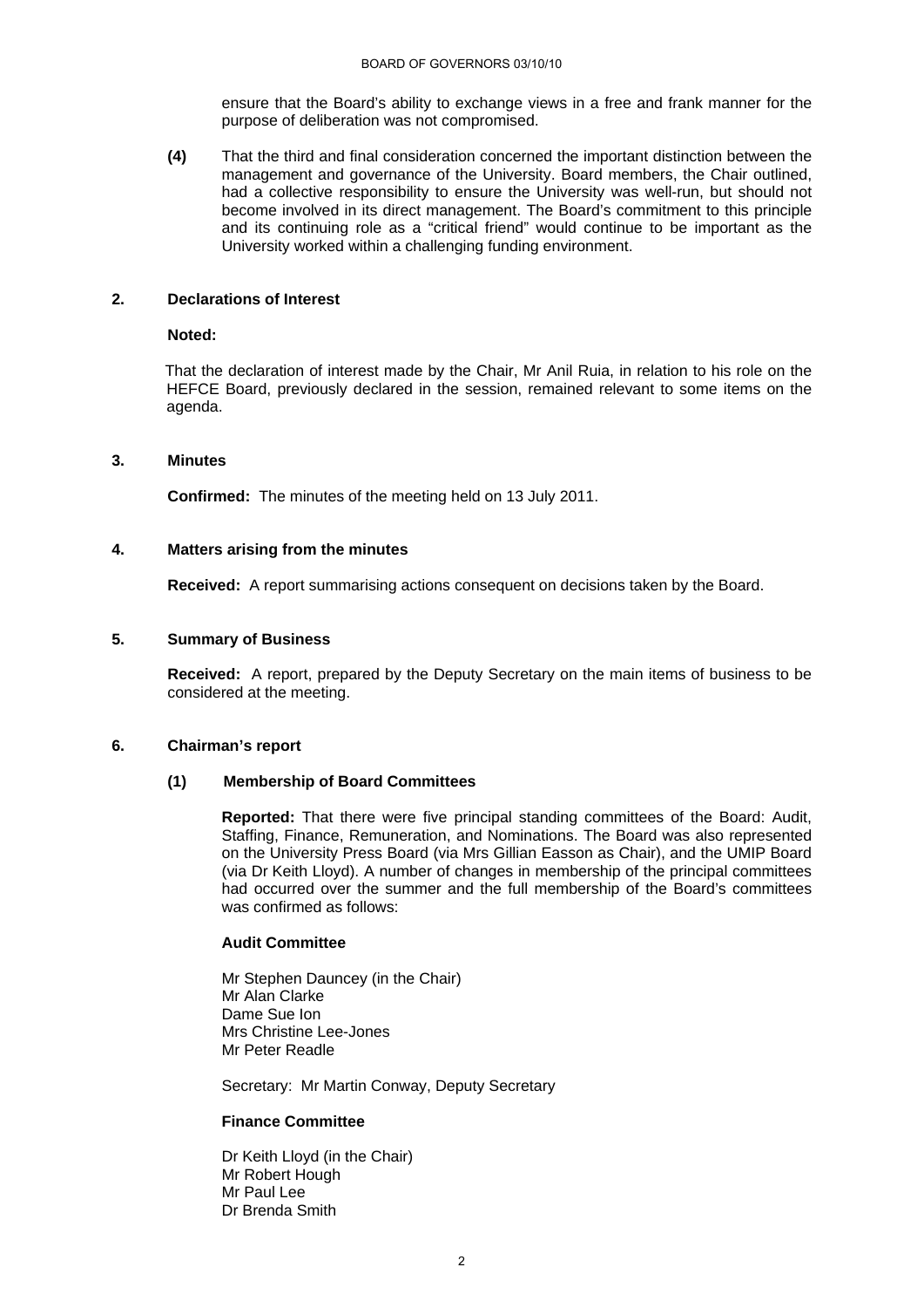ensure that the Board's ability to exchange views in a free and frank manner for the purpose of deliberation was not compromised.

**(4)** That the third and final consideration concerned the important distinction between the management and governance of the University. Board members, the Chair outlined, had a collective responsibility to ensure the University was well-run, but should not become involved in its direct management. The Board's commitment to this principle and its continuing role as a "critical friend" would continue to be important as the University worked within a challenging funding environment.

## 2. Declarations of Interest

**Noted:**

That the declaration of interest made by the Chair, Mr Anil Ruia, in relation to his role on the HEFCE Board, previously declared in the session, remained relevant to some items on the agenda.

## 3. Minutes

**Confirmed:** The minutes of the meeting held on 13 July 2011.

## 4. Matters arising from the minutes

**Received:** A report summarising actions consequent on decisions taken by the Board.

## 5. Summary of Business

**Received:** A report, prepared by the Deputy Secretary on the main items of business to be considered at the meeting.

## 6. Chairman's report

### (1) Membership of Board Committees

**Reported:** That there were five principal standing committees of the Board: Audit, Staffing, Finance, Remuneration, and Nominations. The Board was also represented on the University Press Board (via Mrs Gillian Easson as Chair), and the UMIP Board (via Dr Keith Lloyd). A number of changes in membership of the principal committees had occurred over the summer and the full membership of the Board's committees was confirmed as follows:

**Audit Committee**

Mr Stephen Dauncey (in the Chair)
Mr Alan Clarke
Dame Sue Ion
Mrs Christine Lee-Jones
Mr Peter Readle

Secretary: Mr Martin Conway, Deputy Secretary

**Finance Committee**

Dr Keith Lloyd (in the Chair)
Mr Robert Hough
Mr Paul Lee
Dr Brenda Smith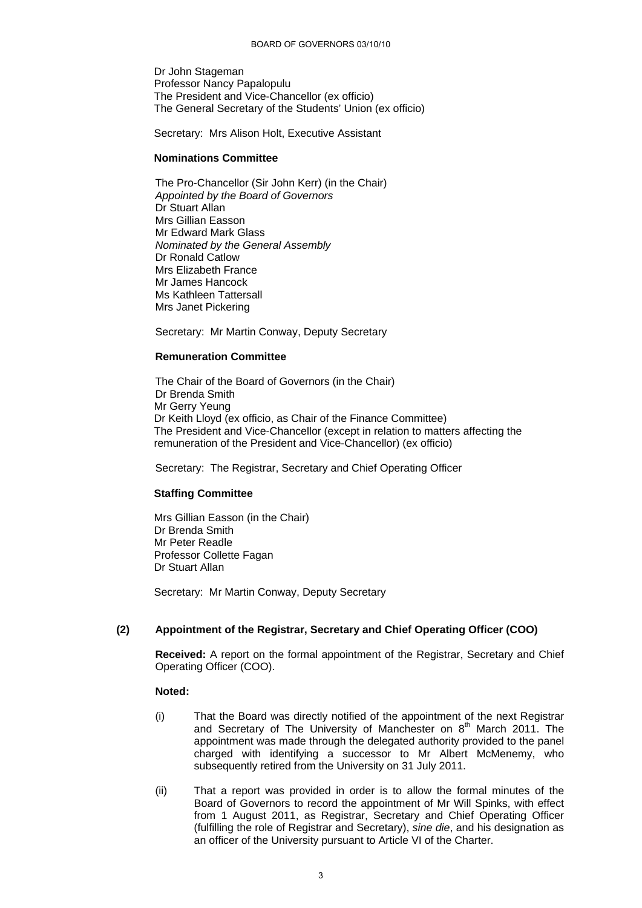Dr John Stageman
Professor Nancy Papalopulu
The President and Vice-Chancellor (ex officio)
The General Secretary of the Students' Union (ex officio)

Secretary: Mrs Alison Holt, Executive Assistant

**Nominations Committee**

The Pro-Chancellor (Sir John Kerr) (in the Chair)
*Appointed by the Board of Governors*
Dr Stuart Allan
Mrs Gillian Easson
Mr Edward Mark Glass
*Nominated by the General Assembly*
Dr Ronald Catlow
Mrs Elizabeth France
Mr James Hancock
Ms Kathleen Tattersall
Mrs Janet Pickering

Secretary: Mr Martin Conway, Deputy Secretary

**Remuneration Committee**

The Chair of the Board of Governors (in the Chair)
Dr Brenda Smith
Mr Gerry Yeung
Dr Keith Lloyd (ex officio, as Chair of the Finance Committee)
The President and Vice-Chancellor (except in relation to matters affecting the remuneration of the President and Vice-Chancellor) (ex officio)

Secretary: The Registrar, Secretary and Chief Operating Officer

**Staffing Committee**

Mrs Gillian Easson (in the Chair)
Dr Brenda Smith
Mr Peter Readle
Professor Collette Fagan
Dr Stuart Allan

Secretary: Mr Martin Conway, Deputy Secretary

**(2) Appointment of the Registrar, Secretary and Chief Operating Officer (COO)**

**Received:** A report on the formal appointment of the Registrar, Secretary and Chief Operating Officer (COO).

**Noted:**

(i) That the Board was directly notified of the appointment of the next Registrar and Secretary of The University of Manchester on 8th March 2011. The appointment was made through the delegated authority provided to the panel charged with identifying a successor to Mr Albert McMenemy, who subsequently retired from the University on 31 July 2011.

(ii) That a report was provided in order is to allow the formal minutes of the Board of Governors to record the appointment of Mr Will Spinks, with effect from 1 August 2011, as Registrar, Secretary and Chief Operating Officer (fulfilling the role of Registrar and Secretary), *sine die*, and his designation as an officer of the University pursuant to Article VI of the Charter.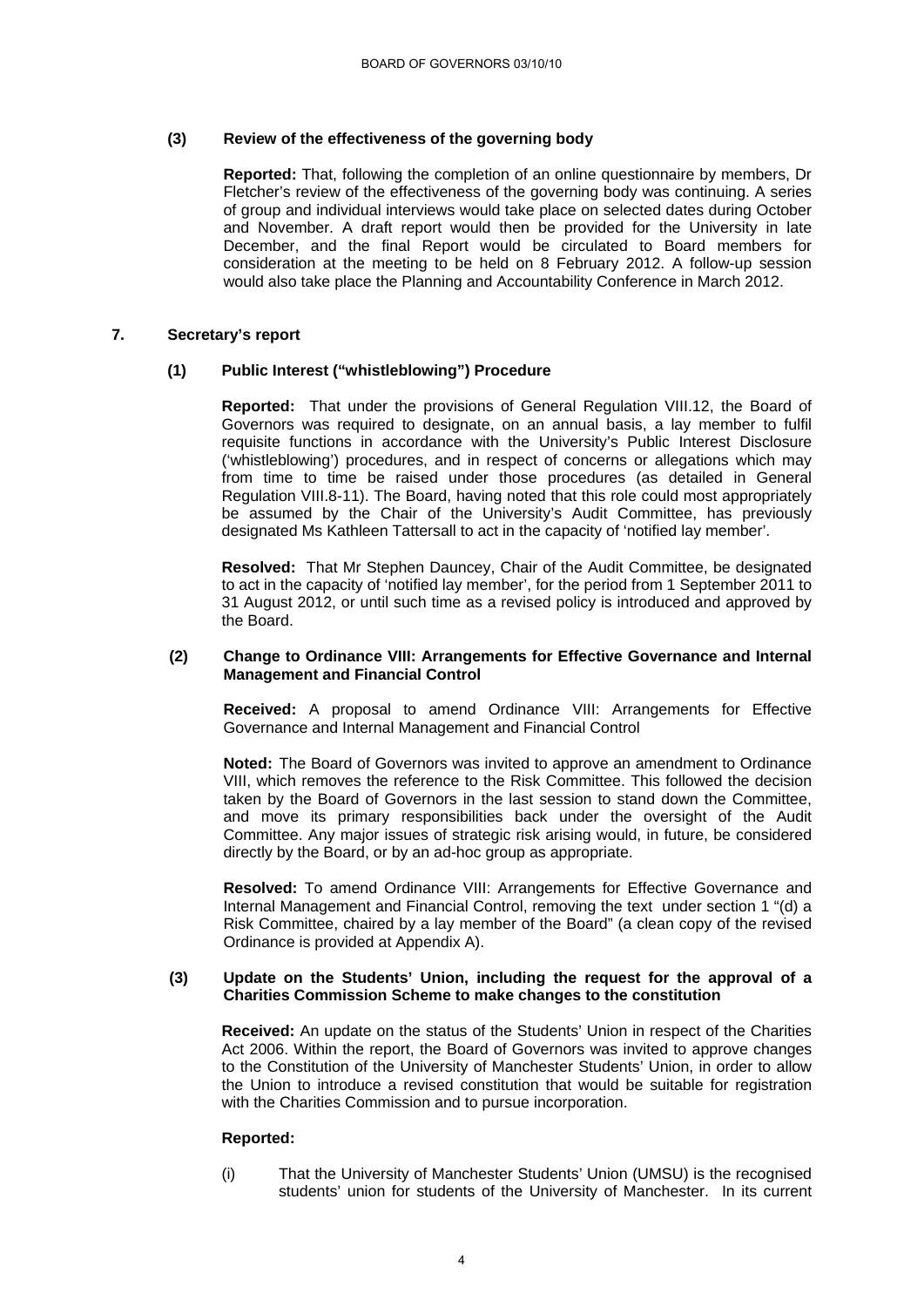**(3) Review of the effectiveness of the governing body**

**Reported:** That, following the completion of an online questionnaire by members, Dr Fletcher's review of the effectiveness of the governing body was continuing. A series of group and individual interviews would take place on selected dates during October and November. A draft report would then be provided for the University in late December, and the final Report would be circulated to Board members for consideration at the meeting to be held on 8 February 2012. A follow-up session would also take place the Planning and Accountability Conference in March 2012.

## 7. Secretary's report

**(1) Public Interest ("whistleblowing") Procedure**

**Reported:** That under the provisions of General Regulation VIII.12, the Board of Governors was required to designate, on an annual basis, a lay member to fulfil requisite functions in accordance with the University's Public Interest Disclosure ('whistleblowing') procedures, and in respect of concerns or allegations which may from time to time be raised under those procedures (as detailed in General Regulation VIII.8-11). The Board, having noted that this role could most appropriately be assumed by the Chair of the University's Audit Committee, has previously designated Ms Kathleen Tattersall to act in the capacity of 'notified lay member'.

**Resolved:** That Mr Stephen Dauncey, Chair of the Audit Committee, be designated to act in the capacity of 'notified lay member', for the period from 1 September 2011 to 31 August 2012, or until such time as a revised policy is introduced and approved by the Board.

**(2) Change to Ordinance VIII: Arrangements for Effective Governance and Internal Management and Financial Control**

**Received:** A proposal to amend Ordinance VIII: Arrangements for Effective Governance and Internal Management and Financial Control

**Noted:** The Board of Governors was invited to approve an amendment to Ordinance VIII, which removes the reference to the Risk Committee. This followed the decision taken by the Board of Governors in the last session to stand down the Committee, and move its primary responsibilities back under the oversight of the Audit Committee. Any major issues of strategic risk arising would, in future, be considered directly by the Board, or by an ad-hoc group as appropriate.

**Resolved:** To amend Ordinance VIII: Arrangements for Effective Governance and Internal Management and Financial Control, removing the text under section 1 "(d) a Risk Committee, chaired by a lay member of the Board" (a clean copy of the revised Ordinance is provided at Appendix A).

**(3) Update on the Students' Union, including the request for the approval of a Charities Commission Scheme to make changes to the constitution**

**Received:** An update on the status of the Students' Union in respect of the Charities Act 2006. Within the report, the Board of Governors was invited to approve changes to the Constitution of the University of Manchester Students' Union, in order to allow the Union to introduce a revised constitution that would be suitable for registration with the Charities Commission and to pursue incorporation.

**Reported:**

(i) That the University of Manchester Students' Union (UMSU) is the recognised students' union for students of the University of Manchester. In its current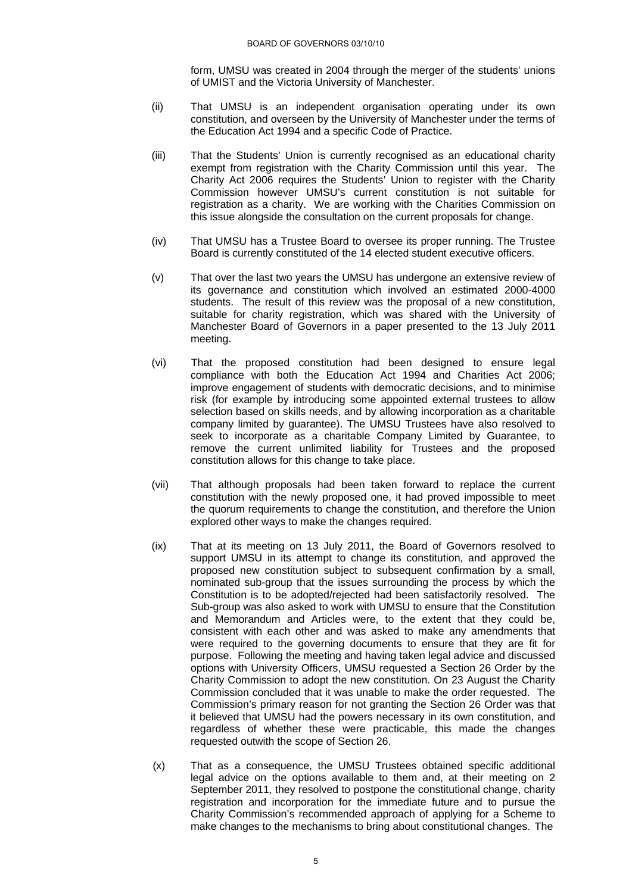form, UMSU was created in 2004 through the merger of the students' unions of UMIST and the Victoria University of Manchester.

(ii) That UMSU is an independent organisation operating under its own constitution, and overseen by the University of Manchester under the terms of the Education Act 1994 and a specific Code of Practice.

(iii) That the Students' Union is currently recognised as an educational charity exempt from registration with the Charity Commission until this year. The Charity Act 2006 requires the Students' Union to register with the Charity Commission however UMSU's current constitution is not suitable for registration as a charity. We are working with the Charities Commission on this issue alongside the consultation on the current proposals for change.

(iv) That UMSU has a Trustee Board to oversee its proper running. The Trustee Board is currently constituted of the 14 elected student executive officers.

(v) That over the last two years the UMSU has undergone an extensive review of its governance and constitution which involved an estimated 2000-4000 students. The result of this review was the proposal of a new constitution, suitable for charity registration, which was shared with the University of Manchester Board of Governors in a paper presented to the 13 July 2011 meeting.

(vi) That the proposed constitution had been designed to ensure legal compliance with both the Education Act 1994 and Charities Act 2006; improve engagement of students with democratic decisions, and to minimise risk (for example by introducing some appointed external trustees to allow selection based on skills needs, and by allowing incorporation as a charitable company limited by guarantee). The UMSU Trustees have also resolved to seek to incorporate as a charitable Company Limited by Guarantee, to remove the current unlimited liability for Trustees and the proposed constitution allows for this change to take place.

(vii) That although proposals had been taken forward to replace the current constitution with the newly proposed one, it had proved impossible to meet the quorum requirements to change the constitution, and therefore the Union explored other ways to make the changes required.

(ix) That at its meeting on 13 July 2011, the Board of Governors resolved to support UMSU in its attempt to change its constitution, and approved the proposed new constitution subject to subsequent confirmation by a small, nominated sub-group that the issues surrounding the process by which the Constitution is to be adopted/rejected had been satisfactorily resolved. The Sub-group was also asked to work with UMSU to ensure that the Constitution and Memorandum and Articles were, to the extent that they could be, consistent with each other and was asked to make any amendments that were required to the governing documents to ensure that they are fit for purpose. Following the meeting and having taken legal advice and discussed options with University Officers, UMSU requested a Section 26 Order by the Charity Commission to adopt the new constitution. On 23 August the Charity Commission concluded that it was unable to make the order requested. The Commission's primary reason for not granting the Section 26 Order was that it believed that UMSU had the powers necessary in its own constitution, and regardless of whether these were practicable, this made the changes requested outwith the scope of Section 26.

(x) That as a consequence, the UMSU Trustees obtained specific additional legal advice on the options available to them and, at their meeting on 2 September 2011, they resolved to postpone the constitutional change, charity registration and incorporation for the immediate future and to pursue the Charity Commission's recommended approach of applying for a Scheme to make changes to the mechanisms to bring about constitutional changes. The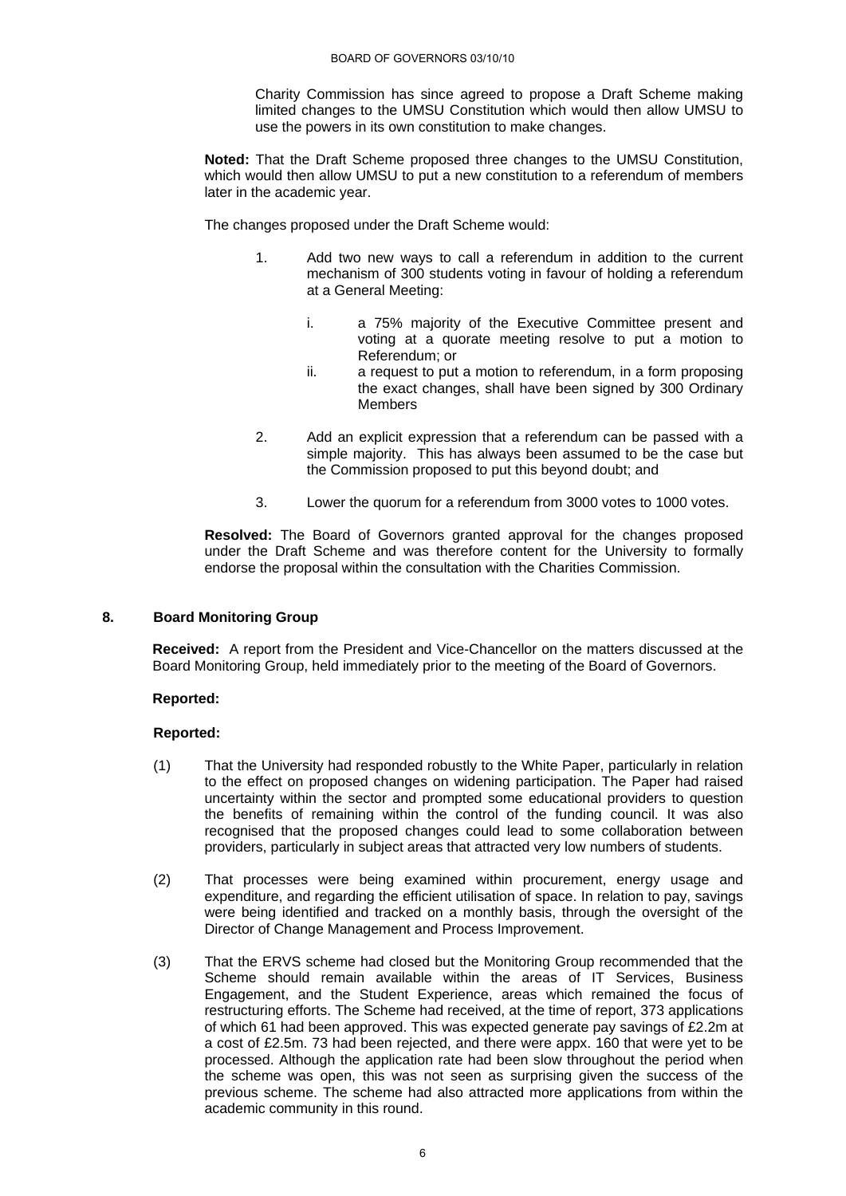Charity Commission has since agreed to propose a Draft Scheme making limited changes to the UMSU Constitution which would then allow UMSU to use the powers in its own constitution to make changes.

**Noted:** That the Draft Scheme proposed three changes to the UMSU Constitution, which would then allow UMSU to put a new constitution to a referendum of members later in the academic year.

The changes proposed under the Draft Scheme would:

1. Add two new ways to call a referendum in addition to the current mechanism of 300 students voting in favour of holding a referendum at a General Meeting:

   i. a 75% majority of the Executive Committee present and voting at a quorate meeting resolve to put a motion to Referendum; or

   ii. a request to put a motion to referendum, in a form proposing the exact changes, shall have been signed by 300 Ordinary Members

2. Add an explicit expression that a referendum can be passed with a simple majority. This has always been assumed to be the case but the Commission proposed to put this beyond doubt; and

3. Lower the quorum for a referendum from 3000 votes to 1000 votes.

**Resolved:** The Board of Governors granted approval for the changes proposed under the Draft Scheme and was therefore content for the University to formally endorse the proposal within the consultation with the Charities Commission.

## 8. Board Monitoring Group

**Received:** A report from the President and Vice-Chancellor on the matters discussed at the Board Monitoring Group, held immediately prior to the meeting of the Board of Governors.

**Reported:**

**Reported:**

(1) That the University had responded robustly to the White Paper, particularly in relation to the effect on proposed changes on widening participation. The Paper had raised uncertainty within the sector and prompted some educational providers to question the benefits of remaining within the control of the funding council. It was also recognised that the proposed changes could lead to some collaboration between providers, particularly in subject areas that attracted very low numbers of students.

(2) That processes were being examined within procurement, energy usage and expenditure, and regarding the efficient utilisation of space. In relation to pay, savings were being identified and tracked on a monthly basis, through the oversight of the Director of Change Management and Process Improvement.

(3) That the ERVS scheme had closed but the Monitoring Group recommended that the Scheme should remain available within the areas of IT Services, Business Engagement, and the Student Experience, areas which remained the focus of restructuring efforts. The Scheme had received, at the time of report, 373 applications of which 61 had been approved. This was expected generate pay savings of £2.2m at a cost of £2.5m. 73 had been rejected, and there were appx. 160 that were yet to be processed. Although the application rate had been slow throughout the period when the scheme was open, this was not seen as surprising given the success of the previous scheme. The scheme had also attracted more applications from within the academic community in this round.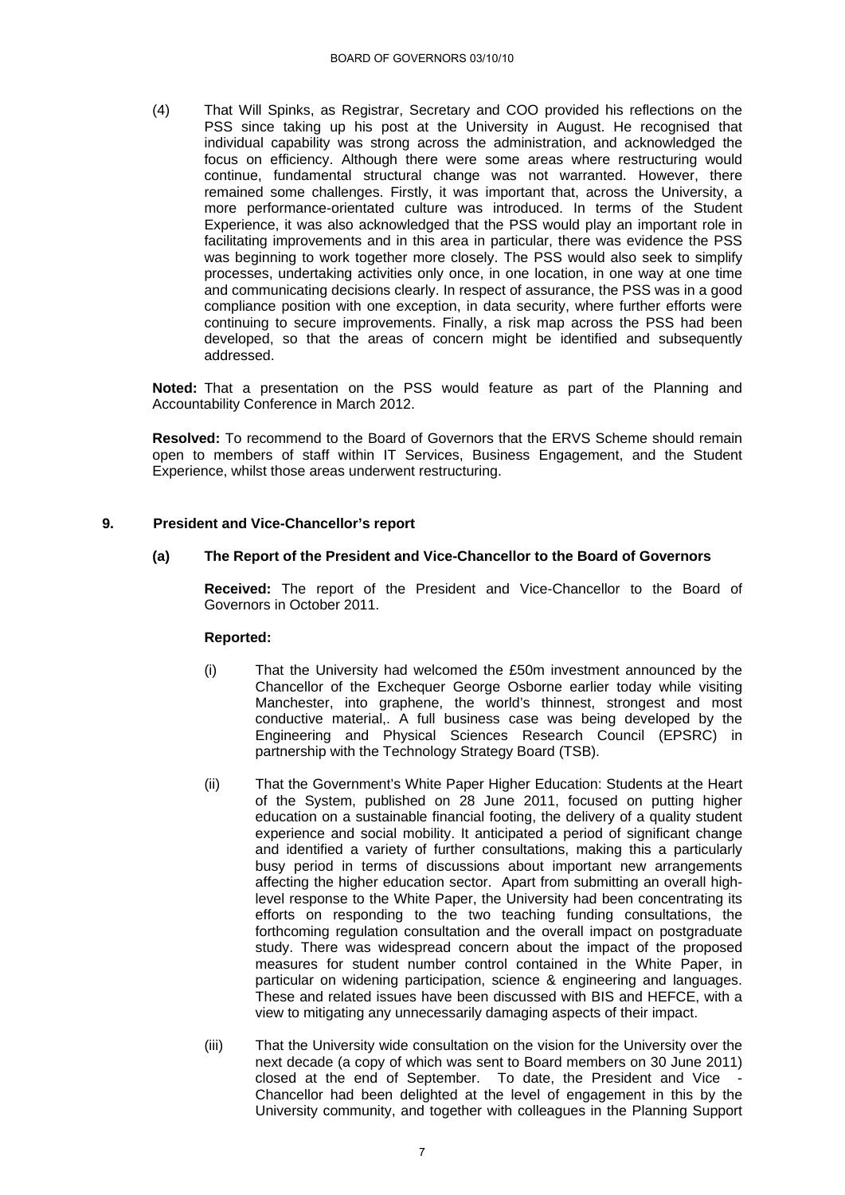(4) That Will Spinks, as Registrar, Secretary and COO provided his reflections on the PSS since taking up his post at the University in August. He recognised that individual capability was strong across the administration, and acknowledged the focus on efficiency. Although there were some areas where restructuring would continue, fundamental structural change was not warranted. However, there remained some challenges. Firstly, it was important that, across the University, a more performance-orientated culture was introduced. In terms of the Student Experience, it was also acknowledged that the PSS would play an important role in facilitating improvements and in this area in particular, there was evidence the PSS was beginning to work together more closely. The PSS would also seek to simplify processes, undertaking activities only once, in one location, in one way at one time and communicating decisions clearly. In respect of assurance, the PSS was in a good compliance position with one exception, in data security, where further efforts were continuing to secure improvements. Finally, a risk map across the PSS had been developed, so that the areas of concern might be identified and subsequently addressed.

**Noted:** That a presentation on the PSS would feature as part of the Planning and Accountability Conference in March 2012.

**Resolved:** To recommend to the Board of Governors that the ERVS Scheme should remain open to members of staff within IT Services, Business Engagement, and the Student Experience, whilst those areas underwent restructuring.

## 9. President and Vice-Chancellor's report

### (a) The Report of the President and Vice-Chancellor to the Board of Governors

**Received:** The report of the President and Vice-Chancellor to the Board of Governors in October 2011.

**Reported:**

(i) That the University had welcomed the £50m investment announced by the Chancellor of the Exchequer George Osborne earlier today while visiting Manchester, into graphene, the world's thinnest, strongest and most conductive material,. A full business case was being developed by the Engineering and Physical Sciences Research Council (EPSRC) in partnership with the Technology Strategy Board (TSB).

(ii) That the Government's White Paper Higher Education: Students at the Heart of the System, published on 28 June 2011, focused on putting higher education on a sustainable financial footing, the delivery of a quality student experience and social mobility. It anticipated a period of significant change and identified a variety of further consultations, making this a particularly busy period in terms of discussions about important new arrangements affecting the higher education sector. Apart from submitting an overall high-level response to the White Paper, the University had been concentrating its efforts on responding to the two teaching funding consultations, the forthcoming regulation consultation and the overall impact on postgraduate study. There was widespread concern about the impact of the proposed measures for student number control contained in the White Paper, in particular on widening participation, science & engineering and languages. These and related issues have been discussed with BIS and HEFCE, with a view to mitigating any unnecessarily damaging aspects of their impact.

(iii) That the University wide consultation on the vision for the University over the next decade (a copy of which was sent to Board members on 30 June 2011) closed at the end of September. To date, the President and Vice - Chancellor had been delighted at the level of engagement in this by the University community, and together with colleagues in the Planning Support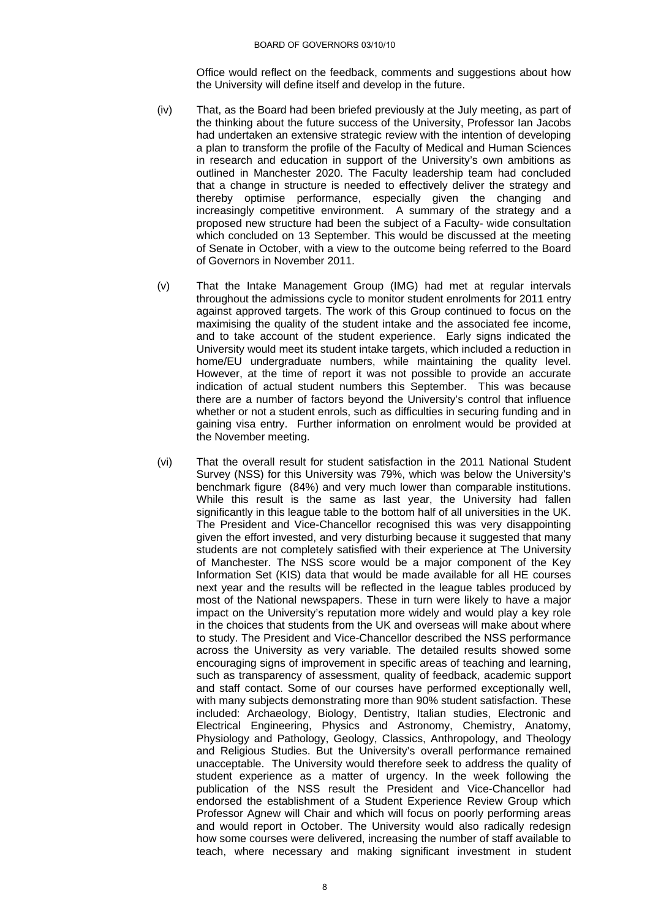Office would reflect on the feedback, comments and suggestions about how the University will define itself and develop in the future.

(iv) That, as the Board had been briefed previously at the July meeting, as part of the thinking about the future success of the University, Professor Ian Jacobs had undertaken an extensive strategic review with the intention of developing a plan to transform the profile of the Faculty of Medical and Human Sciences in research and education in support of the University's own ambitions as outlined in Manchester 2020. The Faculty leadership team had concluded that a change in structure is needed to effectively deliver the strategy and thereby optimise performance, especially given the changing and increasingly competitive environment. A summary of the strategy and a proposed new structure had been the subject of a Faculty- wide consultation which concluded on 13 September. This would be discussed at the meeting of Senate in October, with a view to the outcome being referred to the Board of Governors in November 2011.

(v) That the Intake Management Group (IMG) had met at regular intervals throughout the admissions cycle to monitor student enrolments for 2011 entry against approved targets. The work of this Group continued to focus on the maximising the quality of the student intake and the associated fee income, and to take account of the student experience. Early signs indicated the University would meet its student intake targets, which included a reduction in home/EU undergraduate numbers, while maintaining the quality level. However, at the time of report it was not possible to provide an accurate indication of actual student numbers this September. This was because there are a number of factors beyond the University's control that influence whether or not a student enrols, such as difficulties in securing funding and in gaining visa entry. Further information on enrolment would be provided at the November meeting.

(vi) That the overall result for student satisfaction in the 2011 National Student Survey (NSS) for this University was 79%, which was below the University's benchmark figure (84%) and very much lower than comparable institutions. While this result is the same as last year, the University had fallen significantly in this league table to the bottom half of all universities in the UK. The President and Vice-Chancellor recognised this was very disappointing given the effort invested, and very disturbing because it suggested that many students are not completely satisfied with their experience at The University of Manchester. The NSS score would be a major component of the Key Information Set (KIS) data that would be made available for all HE courses next year and the results will be reflected in the league tables produced by most of the National newspapers. These in turn were likely to have a major impact on the University's reputation more widely and would play a key role in the choices that students from the UK and overseas will make about where to study. The President and Vice-Chancellor described the NSS performance across the University as very variable. The detailed results showed some encouraging signs of improvement in specific areas of teaching and learning, such as transparency of assessment, quality of feedback, academic support and staff contact. Some of our courses have performed exceptionally well, with many subjects demonstrating more than 90% student satisfaction. These included: Archaeology, Biology, Dentistry, Italian studies, Electronic and Electrical Engineering, Physics and Astronomy, Chemistry, Anatomy, Physiology and Pathology, Geology, Classics, Anthropology, and Theology and Religious Studies. But the University's overall performance remained unacceptable. The University would therefore seek to address the quality of student experience as a matter of urgency. In the week following the publication of the NSS result the President and Vice-Chancellor had endorsed the establishment of a Student Experience Review Group which Professor Agnew will Chair and which will focus on poorly performing areas and would report in October. The University would also radically redesign how some courses were delivered, increasing the number of staff available to teach, where necessary and making significant investment in student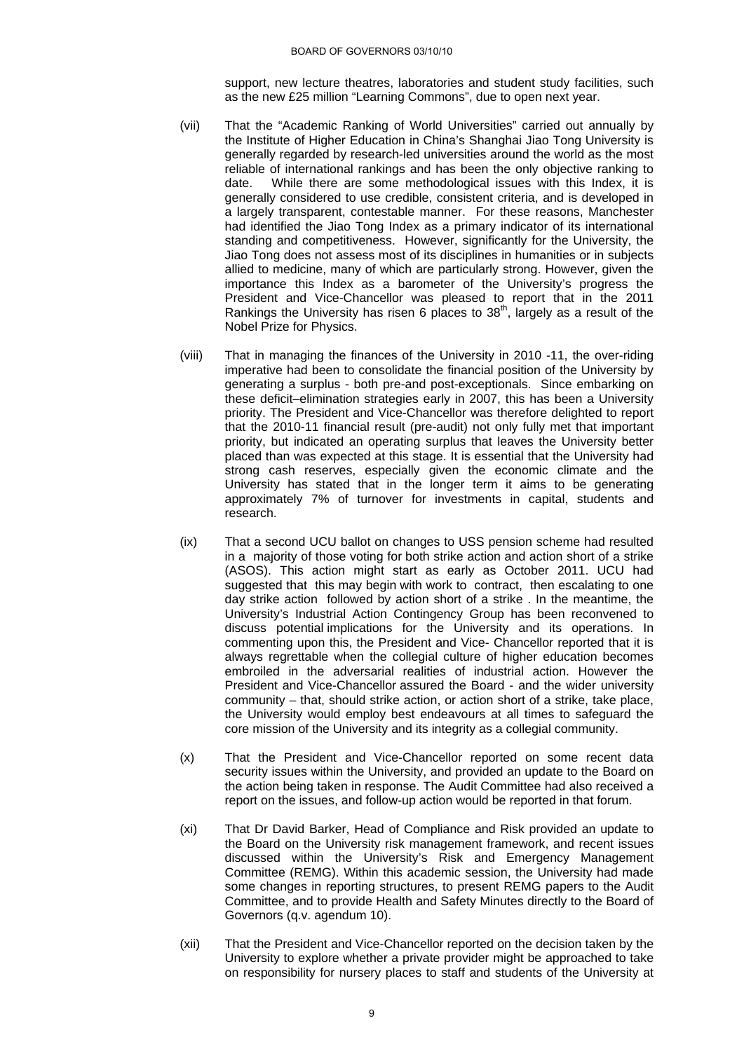support, new lecture theatres, laboratories and student study facilities, such as the new £25 million "Learning Commons", due to open next year.

(vii) That the "Academic Ranking of World Universities" carried out annually by the Institute of Higher Education in China's Shanghai Jiao Tong University is generally regarded by research-led universities around the world as the most reliable of international rankings and has been the only objective ranking to date. While there are some methodological issues with this Index, it is generally considered to use credible, consistent criteria, and is developed in a largely transparent, contestable manner. For these reasons, Manchester had identified the Jiao Tong Index as a primary indicator of its international standing and competitiveness. However, significantly for the University, the Jiao Tong does not assess most of its disciplines in humanities or in subjects allied to medicine, many of which are particularly strong. However, given the importance this Index as a barometer of the University's progress the President and Vice-Chancellor was pleased to report that in the 2011 Rankings the University has risen 6 places to 38th, largely as a result of the Nobel Prize for Physics.

(viii) That in managing the finances of the University in 2010 -11, the over-riding imperative had been to consolidate the financial position of the University by generating a surplus - both pre-and post-exceptionals. Since embarking on these deficit–elimination strategies early in 2007, this has been a University priority. The President and Vice-Chancellor was therefore delighted to report that the 2010-11 financial result (pre-audit) not only fully met that important priority, but indicated an operating surplus that leaves the University better placed than was expected at this stage. It is essential that the University had strong cash reserves, especially given the economic climate and the University has stated that in the longer term it aims to be generating approximately 7% of turnover for investments in capital, students and research.

(ix) That a second UCU ballot on changes to USS pension scheme had resulted in a majority of those voting for both strike action and action short of a strike (ASOS). This action might start as early as October 2011. UCU had suggested that this may begin with work to contract, then escalating to one day strike action followed by action short of a strike . In the meantime, the University's Industrial Action Contingency Group has been reconvened to discuss potential implications for the University and its operations. In commenting upon this, the President and Vice- Chancellor reported that it is always regrettable when the collegial culture of higher education becomes embroiled in the adversarial realities of industrial action. However the President and Vice-Chancellor assured the Board - and the wider university community – that, should strike action, or action short of a strike, take place, the University would employ best endeavours at all times to safeguard the core mission of the University and its integrity as a collegial community.

(x) That the President and Vice-Chancellor reported on some recent data security issues within the University, and provided an update to the Board on the action being taken in response. The Audit Committee had also received a report on the issues, and follow-up action would be reported in that forum.

(xi) That Dr David Barker, Head of Compliance and Risk provided an update to the Board on the University risk management framework, and recent issues discussed within the University's Risk and Emergency Management Committee (REMG). Within this academic session, the University had made some changes in reporting structures, to present REMG papers to the Audit Committee, and to provide Health and Safety Minutes directly to the Board of Governors (q.v. agendum 10).

(xii) That the President and Vice-Chancellor reported on the decision taken by the University to explore whether a private provider might be approached to take on responsibility for nursery places to staff and students of the University at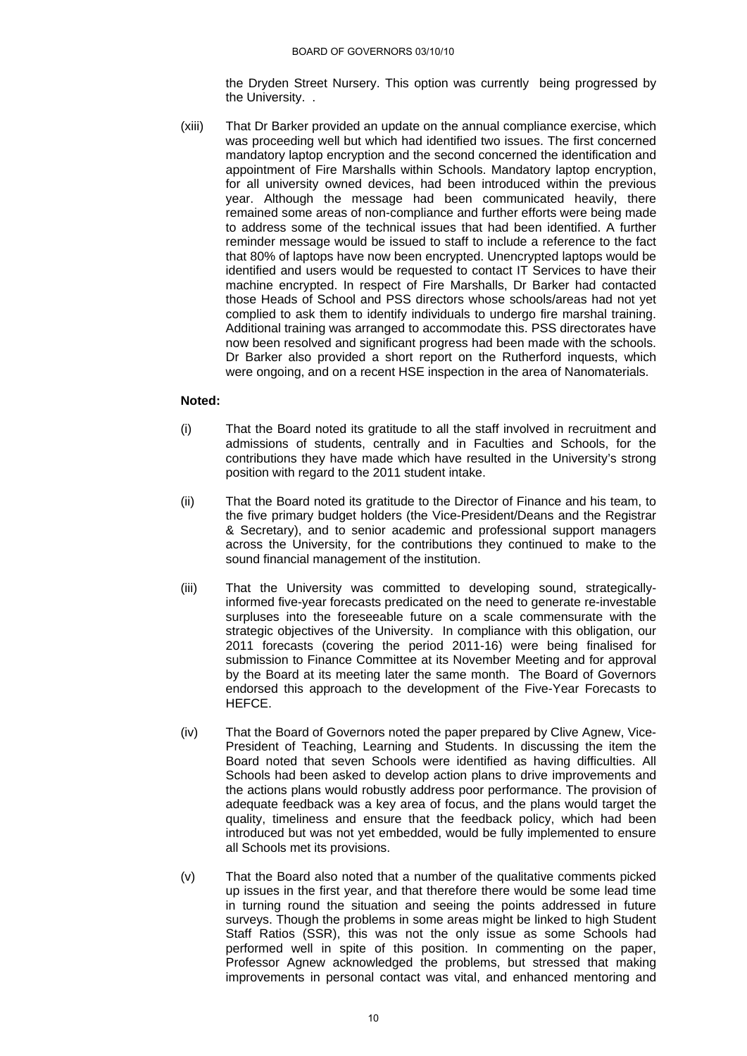the Dryden Street Nursery. This option was currently being progressed by the University. .

(xiii) That Dr Barker provided an update on the annual compliance exercise, which was proceeding well but which had identified two issues. The first concerned mandatory laptop encryption and the second concerned the identification and appointment of Fire Marshalls within Schools. Mandatory laptop encryption, for all university owned devices, had been introduced within the previous year. Although the message had been communicated heavily, there remained some areas of non-compliance and further efforts were being made to address some of the technical issues that had been identified. A further reminder message would be issued to staff to include a reference to the fact that 80% of laptops have now been encrypted. Unencrypted laptops would be identified and users would be requested to contact IT Services to have their machine encrypted. In respect of Fire Marshalls, Dr Barker had contacted those Heads of School and PSS directors whose schools/areas had not yet complied to ask them to identify individuals to undergo fire marshal training. Additional training was arranged to accommodate this. PSS directorates have now been resolved and significant progress had been made with the schools. Dr Barker also provided a short report on the Rutherford inquests, which were ongoing, and on a recent HSE inspection in the area of Nanomaterials.

**Noted:**

(i) That the Board noted its gratitude to all the staff involved in recruitment and admissions of students, centrally and in Faculties and Schools, for the contributions they have made which have resulted in the University's strong position with regard to the 2011 student intake.

(ii) That the Board noted its gratitude to the Director of Finance and his team, to the five primary budget holders (the Vice-President/Deans and the Registrar & Secretary), and to senior academic and professional support managers across the University, for the contributions they continued to make to the sound financial management of the institution.

(iii) That the University was committed to developing sound, strategically-informed five-year forecasts predicated on the need to generate re-investable surpluses into the foreseeable future on a scale commensurate with the strategic objectives of the University. In compliance with this obligation, our 2011 forecasts (covering the period 2011-16) were being finalised for submission to Finance Committee at its November Meeting and for approval by the Board at its meeting later the same month. The Board of Governors endorsed this approach to the development of the Five-Year Forecasts to HEFCE.

(iv) That the Board of Governors noted the paper prepared by Clive Agnew, Vice-President of Teaching, Learning and Students. In discussing the item the Board noted that seven Schools were identified as having difficulties. All Schools had been asked to develop action plans to drive improvements and the actions plans would robustly address poor performance. The provision of adequate feedback was a key area of focus, and the plans would target the quality, timeliness and ensure that the feedback policy, which had been introduced but was not yet embedded, would be fully implemented to ensure all Schools met its provisions.

(v) That the Board also noted that a number of the qualitative comments picked up issues in the first year, and that therefore there would be some lead time in turning round the situation and seeing the points addressed in future surveys. Though the problems in some areas might be linked to high Student Staff Ratios (SSR), this was not the only issue as some Schools had performed well in spite of this position. In commenting on the paper, Professor Agnew acknowledged the problems, but stressed that making improvements in personal contact was vital, and enhanced mentoring and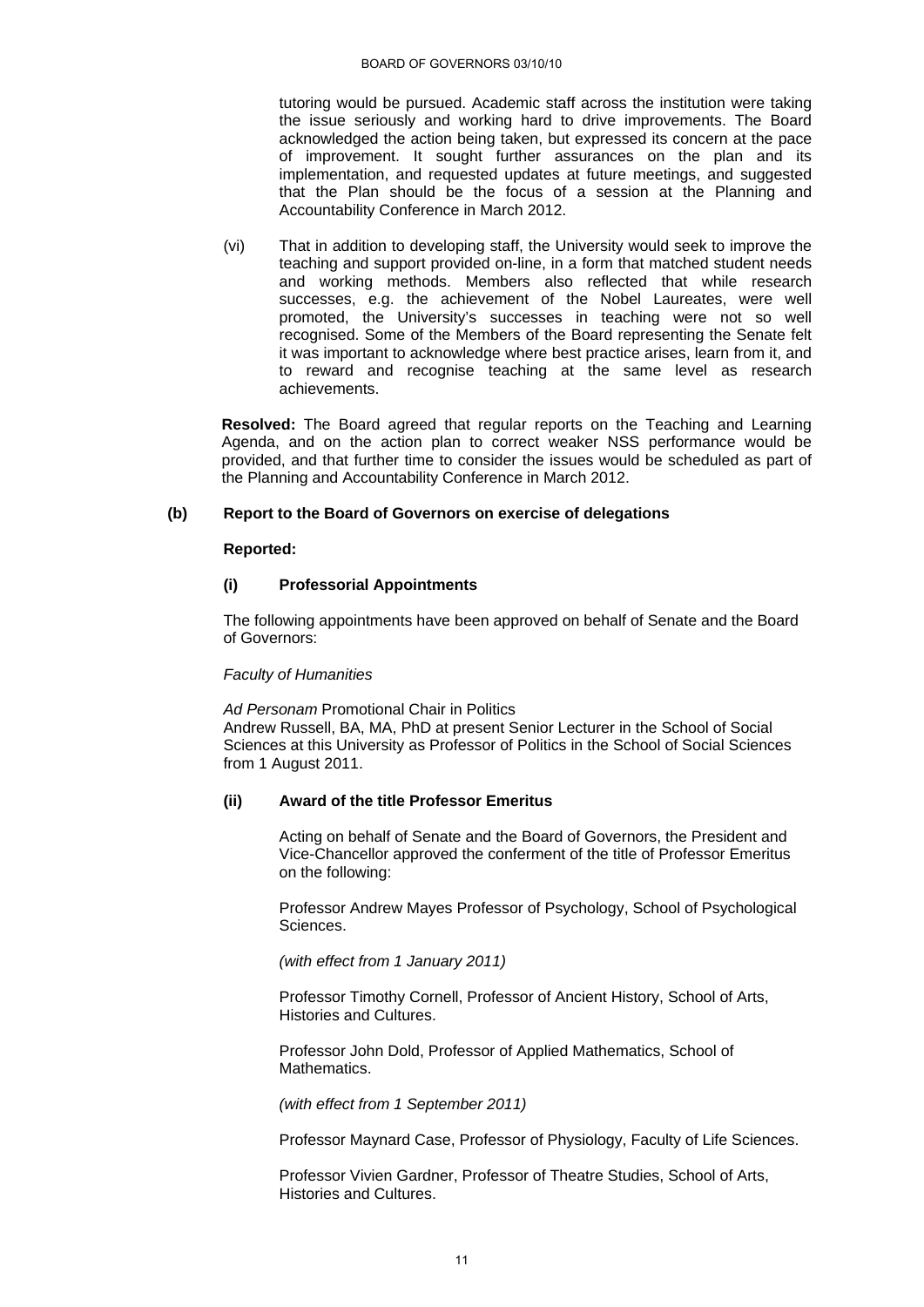tutoring would be pursued. Academic staff across the institution were taking the issue seriously and working hard to drive improvements. The Board acknowledged the action being taken, but expressed its concern at the pace of improvement. It sought further assurances on the plan and its implementation, and requested updates at future meetings, and suggested that the Plan should be the focus of a session at the Planning and Accountability Conference in March 2012.

(vi) That in addition to developing staff, the University would seek to improve the teaching and support provided on-line, in a form that matched student needs and working methods. Members also reflected that while research successes, e.g. the achievement of the Nobel Laureates, were well promoted, the University's successes in teaching were not so well recognised. Some of the Members of the Board representing the Senate felt it was important to acknowledge where best practice arises, learn from it, and to reward and recognise teaching at the same level as research achievements.

**Resolved:** The Board agreed that regular reports on the Teaching and Learning Agenda, and on the action plan to correct weaker NSS performance would be provided, and that further time to consider the issues would be scheduled as part of the Planning and Accountability Conference in March 2012.

### (b) Report to the Board of Governors on exercise of delegations

**Reported:**

#### (i) Professorial Appointments

The following appointments have been approved on behalf of Senate and the Board of Governors:

*Faculty of Humanities*

*Ad Personam* Promotional Chair in Politics
Andrew Russell, BA, MA, PhD at present Senior Lecturer in the School of Social Sciences at this University as Professor of Politics in the School of Social Sciences from 1 August 2011.

#### (ii) Award of the title Professor Emeritus

Acting on behalf of Senate and the Board of Governors, the President and Vice-Chancellor approved the conferment of the title of Professor Emeritus on the following:

Professor Andrew Mayes Professor of Psychology, School of Psychological Sciences.

*(with effect from 1 January 2011)*

Professor Timothy Cornell, Professor of Ancient History, School of Arts, Histories and Cultures.

Professor John Dold, Professor of Applied Mathematics, School of Mathematics.

*(with effect from 1 September 2011)*

Professor Maynard Case, Professor of Physiology, Faculty of Life Sciences.

Professor Vivien Gardner, Professor of Theatre Studies, School of Arts, Histories and Cultures.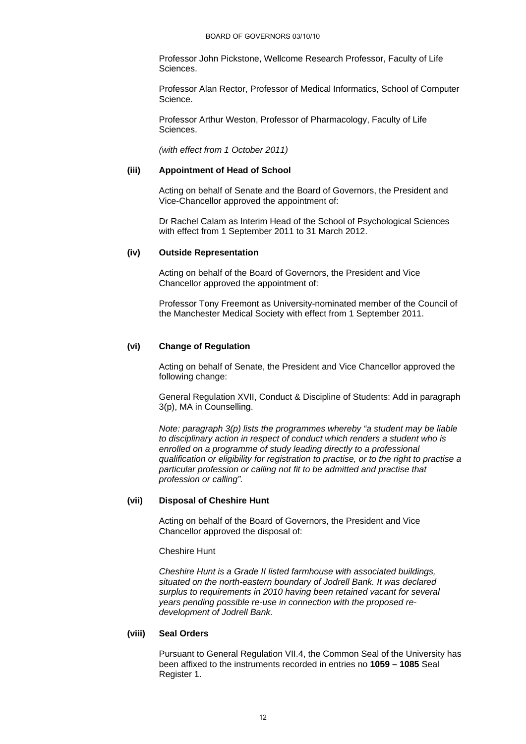Professor John Pickstone, Wellcome Research Professor, Faculty of Life Sciences.

Professor Alan Rector, Professor of Medical Informatics, School of Computer Science.

Professor Arthur Weston, Professor of Pharmacology, Faculty of Life Sciences.

*(with effect from 1 October 2011)*

**(iii) Appointment of Head of School**

Acting on behalf of Senate and the Board of Governors, the President and Vice-Chancellor approved the appointment of:

Dr Rachel Calam as Interim Head of the School of Psychological Sciences with effect from 1 September 2011 to 31 March 2012.

**(iv) Outside Representation**

Acting on behalf of the Board of Governors, the President and Vice Chancellor approved the appointment of:

Professor Tony Freemont as University-nominated member of the Council of the Manchester Medical Society with effect from 1 September 2011.

**(vi) Change of Regulation**

Acting on behalf of Senate, the President and Vice Chancellor approved the following change:

General Regulation XVII, Conduct & Discipline of Students: Add in paragraph 3(p), MA in Counselling.

*Note: paragraph 3(p) lists the programmes whereby "a student may be liable to disciplinary action in respect of conduct which renders a student who is enrolled on a programme of study leading directly to a professional qualification or eligibility for registration to practise, or to the right to practise a particular profession or calling not fit to be admitted and practise that profession or calling".*

**(vii) Disposal of Cheshire Hunt**

Acting on behalf of the Board of Governors, the President and Vice Chancellor approved the disposal of:

Cheshire Hunt

*Cheshire Hunt is a Grade II listed farmhouse with associated buildings, situated on the north-eastern boundary of Jodrell Bank. It was declared surplus to requirements in 2010 having been retained vacant for several years pending possible re-use in connection with the proposed re-development of Jodrell Bank.*

**(viii) Seal Orders**

Pursuant to General Regulation VII.4, the Common Seal of the University has been affixed to the instruments recorded in entries no **1059 – 1085** Seal Register 1.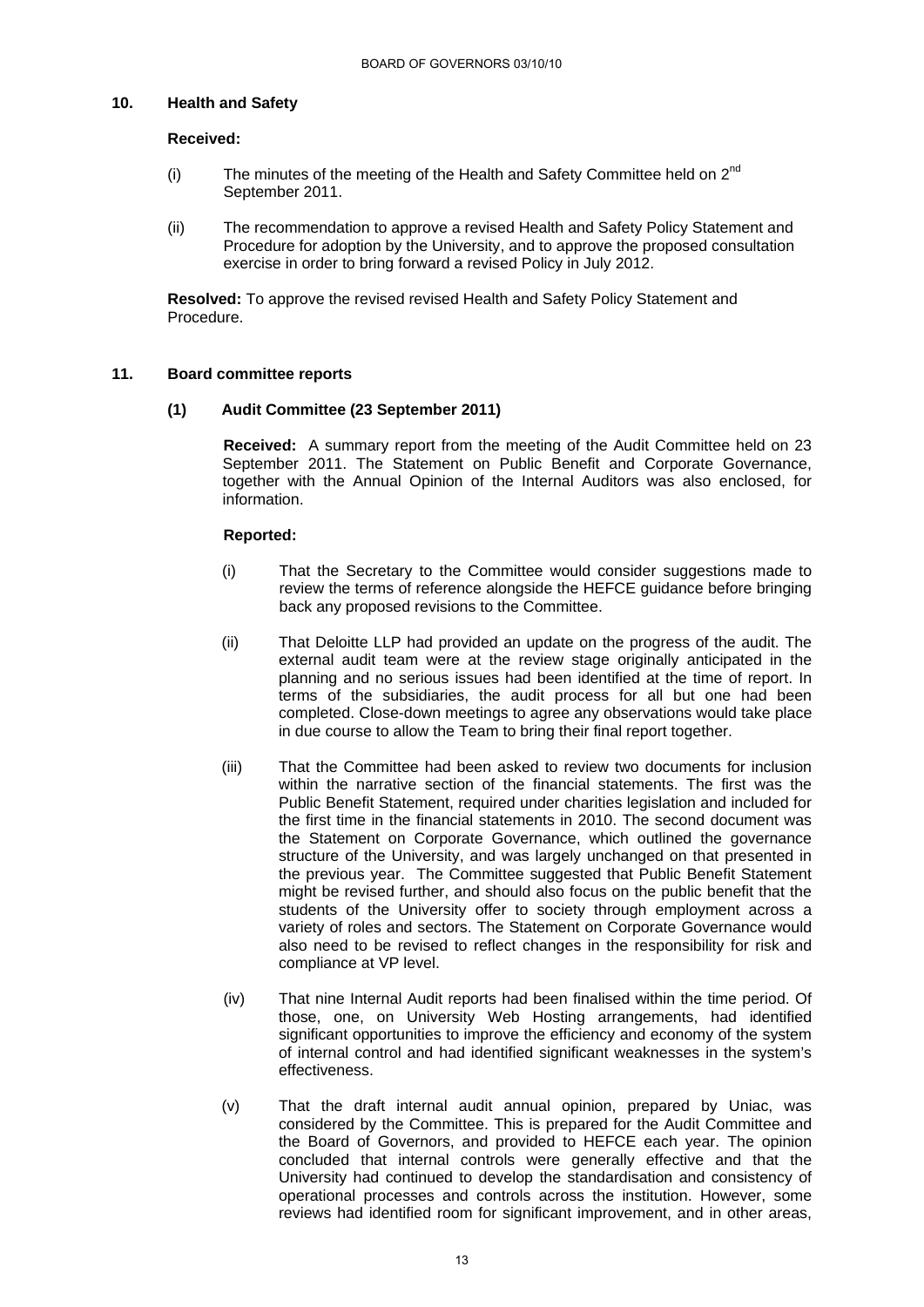## 10. Health and Safety

**Received:**

(i) The minutes of the meeting of the Health and Safety Committee held on 2nd September 2011.

(ii) The recommendation to approve a revised Health and Safety Policy Statement and Procedure for adoption by the University, and to approve the proposed consultation exercise in order to bring forward a revised Policy in July 2012.

**Resolved:** To approve the revised revised Health and Safety Policy Statement and Procedure.

## 11. Board committee reports

### (1) Audit Committee (23 September 2011)

**Received:** A summary report from the meeting of the Audit Committee held on 23 September 2011. The Statement on Public Benefit and Corporate Governance, together with the Annual Opinion of the Internal Auditors was also enclosed, for information.

**Reported:**

(i) That the Secretary to the Committee would consider suggestions made to review the terms of reference alongside the HEFCE guidance before bringing back any proposed revisions to the Committee.

(ii) That Deloitte LLP had provided an update on the progress of the audit. The external audit team were at the review stage originally anticipated in the planning and no serious issues had been identified at the time of report. In terms of the subsidiaries, the audit process for all but one had been completed. Close-down meetings to agree any observations would take place in due course to allow the Team to bring their final report together.

(iii) That the Committee had been asked to review two documents for inclusion within the narrative section of the financial statements. The first was the Public Benefit Statement, required under charities legislation and included for the first time in the financial statements in 2010. The second document was the Statement on Corporate Governance, which outlined the governance structure of the University, and was largely unchanged on that presented in the previous year. The Committee suggested that Public Benefit Statement might be revised further, and should also focus on the public benefit that the students of the University offer to society through employment across a variety of roles and sectors. The Statement on Corporate Governance would also need to be revised to reflect changes in the responsibility for risk and compliance at VP level.

(iv) That nine Internal Audit reports had been finalised within the time period. Of those, one, on University Web Hosting arrangements, had identified significant opportunities to improve the efficiency and economy of the system of internal control and had identified significant weaknesses in the system's effectiveness.

(v) That the draft internal audit annual opinion, prepared by Uniac, was considered by the Committee. This is prepared for the Audit Committee and the Board of Governors, and provided to HEFCE each year. The opinion concluded that internal controls were generally effective and that the University had continued to develop the standardisation and consistency of operational processes and controls across the institution. However, some reviews had identified room for significant improvement, and in other areas,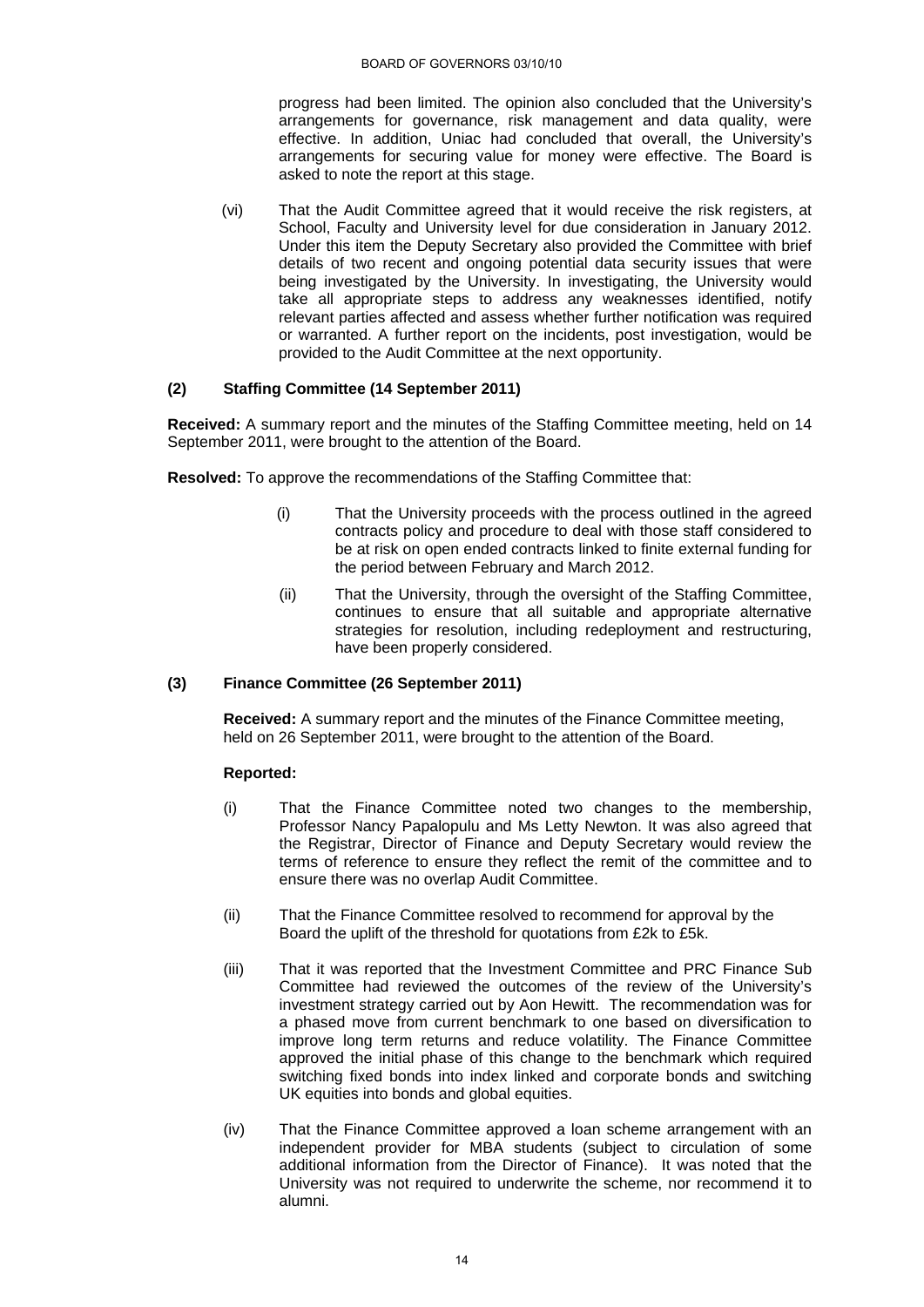progress had been limited. The opinion also concluded that the University's arrangements for governance, risk management and data quality, were effective. In addition, Uniac had concluded that overall, the University's arrangements for securing value for money were effective. The Board is asked to note the report at this stage.

(vi) That the Audit Committee agreed that it would receive the risk registers, at School, Faculty and University level for due consideration in January 2012. Under this item the Deputy Secretary also provided the Committee with brief details of two recent and ongoing potential data security issues that were being investigated by the University. In investigating, the University would take all appropriate steps to address any weaknesses identified, notify relevant parties affected and assess whether further notification was required or warranted. A further report on the incidents, post investigation, would be provided to the Audit Committee at the next opportunity.

### (2) Staffing Committee (14 September 2011)

**Received:** A summary report and the minutes of the Staffing Committee meeting, held on 14 September 2011, were brought to the attention of the Board.

**Resolved:** To approve the recommendations of the Staffing Committee that:

(i) That the University proceeds with the process outlined in the agreed contracts policy and procedure to deal with those staff considered to be at risk on open ended contracts linked to finite external funding for the period between February and March 2012.

(ii) That the University, through the oversight of the Staffing Committee, continues to ensure that all suitable and appropriate alternative strategies for resolution, including redeployment and restructuring, have been properly considered.

### (3) Finance Committee (26 September 2011)

**Received:** A summary report and the minutes of the Finance Committee meeting, held on 26 September 2011, were brought to the attention of the Board.

**Reported:**

(i) That the Finance Committee noted two changes to the membership, Professor Nancy Papalopulu and Ms Letty Newton. It was also agreed that the Registrar, Director of Finance and Deputy Secretary would review the terms of reference to ensure they reflect the remit of the committee and to ensure there was no overlap Audit Committee.

(ii) That the Finance Committee resolved to recommend for approval by the Board the uplift of the threshold for quotations from £2k to £5k.

(iii) That it was reported that the Investment Committee and PRC Finance Sub Committee had reviewed the outcomes of the review of the University's investment strategy carried out by Aon Hewitt. The recommendation was for a phased move from current benchmark to one based on diversification to improve long term returns and reduce volatility. The Finance Committee approved the initial phase of this change to the benchmark which required switching fixed bonds into index linked and corporate bonds and switching UK equities into bonds and global equities.

(iv) That the Finance Committee approved a loan scheme arrangement with an independent provider for MBA students (subject to circulation of some additional information from the Director of Finance). It was noted that the University was not required to underwrite the scheme, nor recommend it to alumni.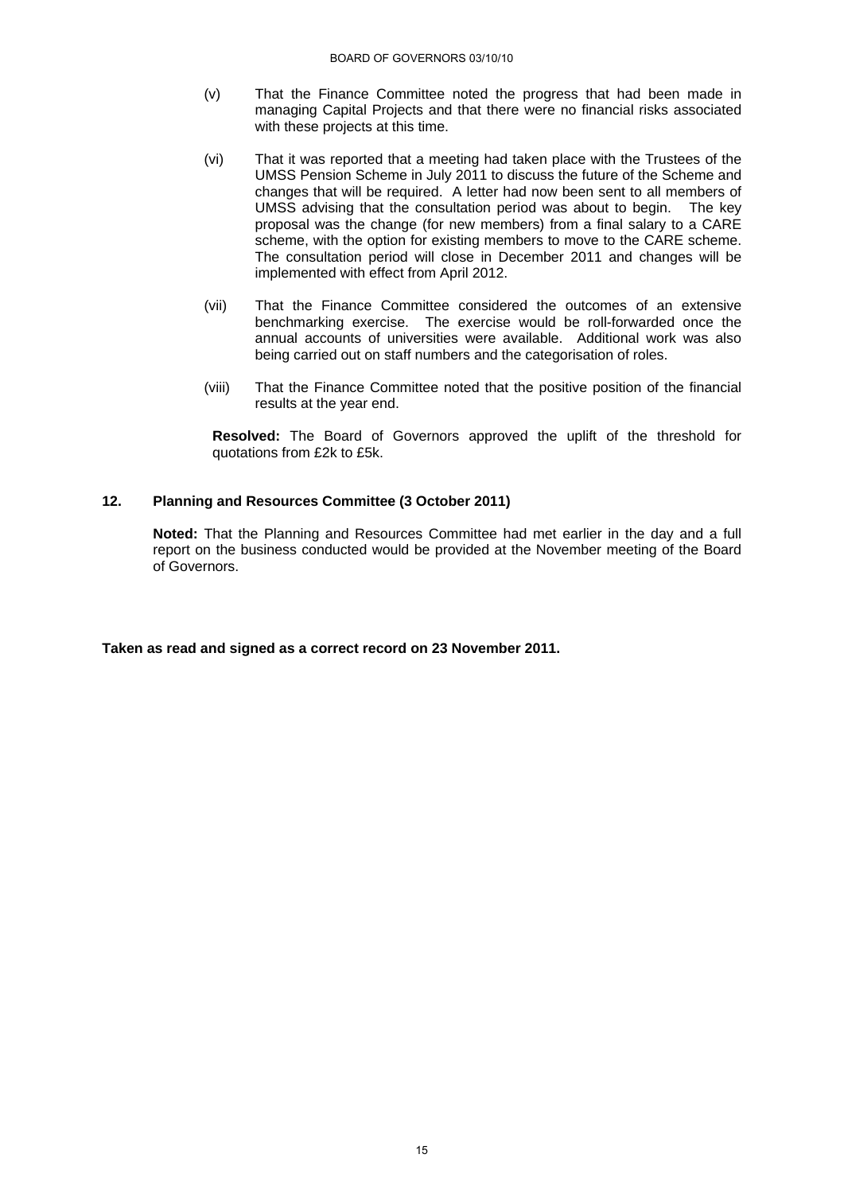(v) That the Finance Committee noted the progress that had been made in managing Capital Projects and that there were no financial risks associated with these projects at this time.

(vi) That it was reported that a meeting had taken place with the Trustees of the UMSS Pension Scheme in July 2011 to discuss the future of the Scheme and changes that will be required. A letter had now been sent to all members of UMSS advising that the consultation period was about to begin. The key proposal was the change (for new members) from a final salary to a CARE scheme, with the option for existing members to move to the CARE scheme. The consultation period will close in December 2011 and changes will be implemented with effect from April 2012.

(vii) That the Finance Committee considered the outcomes of an extensive benchmarking exercise. The exercise would be roll-forwarded once the annual accounts of universities were available. Additional work was also being carried out on staff numbers and the categorisation of roles.

(viii) That the Finance Committee noted that the positive position of the financial results at the year end.

**Resolved:** The Board of Governors approved the uplift of the threshold for quotations from £2k to £5k.

## 12. Planning and Resources Committee (3 October 2011)

**Noted:** That the Planning and Resources Committee had met earlier in the day and a full report on the business conducted would be provided at the November meeting of the Board of Governors.

**Taken as read and signed as a correct record on 23 November 2011.**